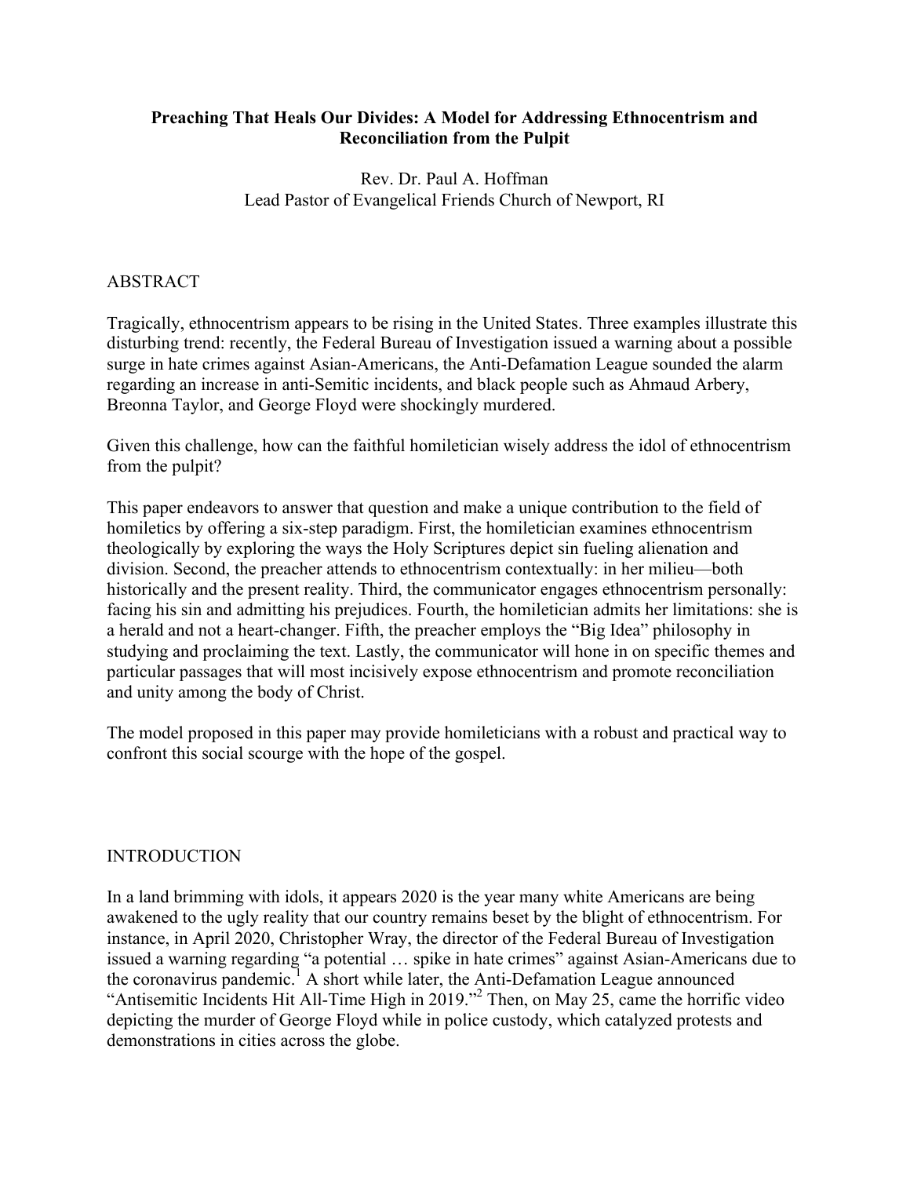**Preaching That Heals Our Divides: A Model for Addressing Ethnocentrism and Reconciliation from the Pulpit**

Rev. Dr. Paul A. Hoffman
Lead Pastor of Evangelical Friends Church of Newport, RI

## ABSTRACT

Tragically, ethnocentrism appears to be rising in the United States. Three examples illustrate this disturbing trend: recently, the Federal Bureau of Investigation issued a warning about a possible surge in hate crimes against Asian-Americans, the Anti-Defamation League sounded the alarm regarding an increase in anti-Semitic incidents, and black people such as Ahmaud Arbery, Breonna Taylor, and George Floyd were shockingly murdered.

Given this challenge, how can the faithful homiletician wisely address the idol of ethnocentrism from the pulpit?

This paper endeavors to answer that question and make a unique contribution to the field of homiletics by offering a six-step paradigm. First, the homiletician examines ethnocentrism theologically by exploring the ways the Holy Scriptures depict sin fueling alienation and division. Second, the preacher attends to ethnocentrism contextually: in her milieu—both historically and the present reality. Third, the communicator engages ethnocentrism personally: facing his sin and admitting his prejudices. Fourth, the homiletician admits her limitations: she is a herald and not a heart-changer. Fifth, the preacher employs the "Big Idea" philosophy in studying and proclaiming the text. Lastly, the communicator will hone in on specific themes and particular passages that will most incisively expose ethnocentrism and promote reconciliation and unity among the body of Christ.

The model proposed in this paper may provide homileticians with a robust and practical way to confront this social scourge with the hope of the gospel.

## INTRODUCTION

In a land brimming with idols, it appears 2020 is the year many white Americans are being awakened to the ugly reality that our country remains beset by the blight of ethnocentrism. For instance, in April 2020, Christopher Wray, the director of the Federal Bureau of Investigation issued a warning regarding "a potential … spike in hate crimes" against Asian-Americans due to the coronavirus pandemic.[1] A short while later, the Anti-Defamation League announced "Antisemitic Incidents Hit All-Time High in 2019."[2] Then, on May 25, came the horrific video depicting the murder of George Floyd while in police custody, which catalyzed protests and demonstrations in cities across the globe.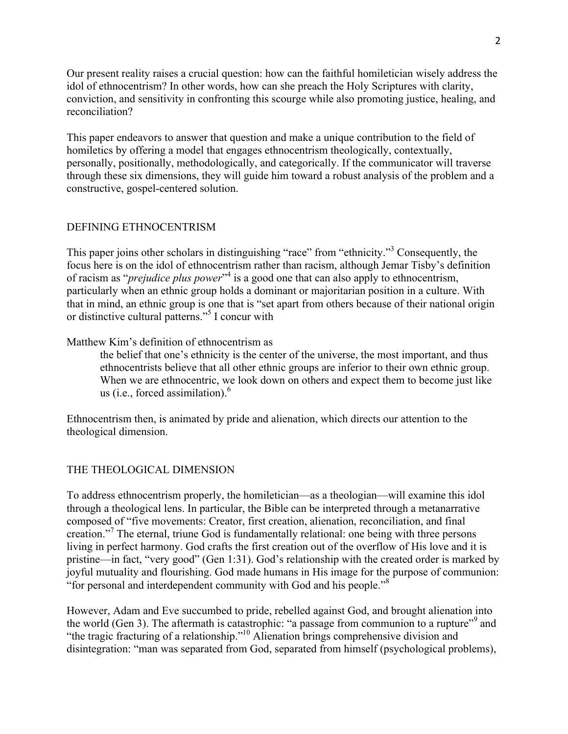Our present reality raises a crucial question: how can the faithful homiletician wisely address the idol of ethnocentrism? In other words, how can she preach the Holy Scriptures with clarity, conviction, and sensitivity in confronting this scourge while also promoting justice, healing, and reconciliation?

This paper endeavors to answer that question and make a unique contribution to the field of homiletics by offering a model that engages ethnocentrism theologically, contextually, personally, positionally, methodologically, and categorically. If the communicator will traverse through these six dimensions, they will guide him toward a robust analysis of the problem and a constructive, gospel-centered solution.

## DEFINING ETHNOCENTRISM

This paper joins other scholars in distinguishing "race" from "ethnicity."[3] Consequently, the focus here is on the idol of ethnocentrism rather than racism, although Jemar Tisby's definition of racism as "*prejudice plus power*"[4] is a good one that can also apply to ethnocentrism, particularly when an ethnic group holds a dominant or majoritarian position in a culture. With that in mind, an ethnic group is one that is "set apart from others because of their national origin or distinctive cultural patterns."[5] I concur with

Matthew Kim's definition of ethnocentrism as

> the belief that one's ethnicity is the center of the universe, the most important, and thus ethnocentrists believe that all other ethnic groups are inferior to their own ethnic group. When we are ethnocentric, we look down on others and expect them to become just like us (i.e., forced assimilation).[6]

Ethnocentrism then, is animated by pride and alienation, which directs our attention to the theological dimension.

## THE THEOLOGICAL DIMENSION

To address ethnocentrism properly, the homiletician—as a theologian—will examine this idol through a theological lens. In particular, the Bible can be interpreted through a metanarrative composed of "five movements: Creator, first creation, alienation, reconciliation, and final creation."[7] The eternal, triune God is fundamentally relational: one being with three persons living in perfect harmony. God crafts the first creation out of the overflow of His love and it is pristine—in fact, "very good" (Gen 1:31). God's relationship with the created order is marked by joyful mutuality and flourishing. God made humans in His image for the purpose of communion: "for personal and interdependent community with God and his people."[8]

However, Adam and Eve succumbed to pride, rebelled against God, and brought alienation into the world (Gen 3). The aftermath is catastrophic: "a passage from communion to a rupture"[9] and "the tragic fracturing of a relationship."[10] Alienation brings comprehensive division and disintegration: "man was separated from God, separated from himself (psychological problems),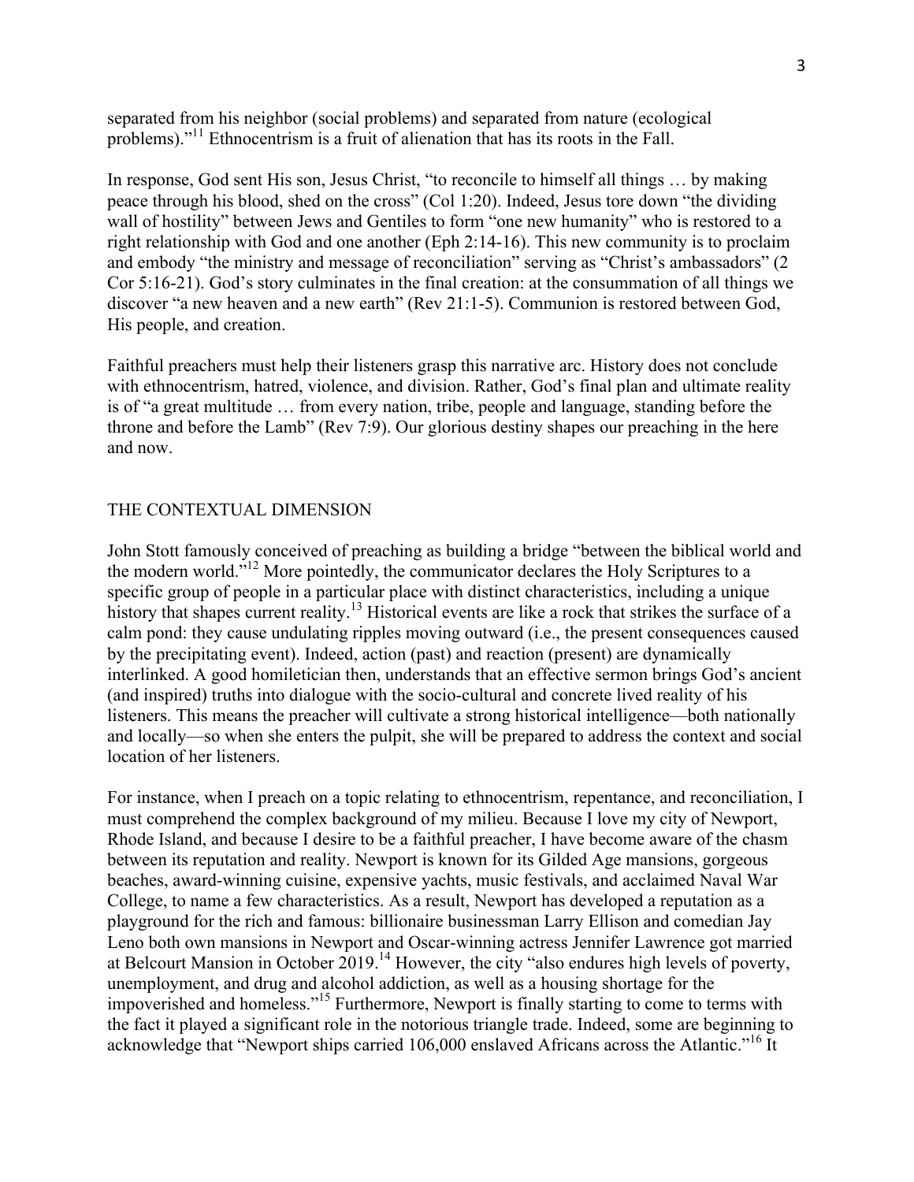separated from his neighbor (social problems) and separated from nature (ecological problems)."[11] Ethnocentrism is a fruit of alienation that has its roots in the Fall.

In response, God sent His son, Jesus Christ, "to reconcile to himself all things … by making peace through his blood, shed on the cross" (Col 1:20). Indeed, Jesus tore down "the dividing wall of hostility" between Jews and Gentiles to form "one new humanity" who is restored to a right relationship with God and one another (Eph 2:14-16). This new community is to proclaim and embody "the ministry and message of reconciliation" serving as "Christ's ambassadors" (2 Cor 5:16-21). God's story culminates in the final creation: at the consummation of all things we discover "a new heaven and a new earth" (Rev 21:1-5). Communion is restored between God, His people, and creation.

Faithful preachers must help their listeners grasp this narrative arc. History does not conclude with ethnocentrism, hatred, violence, and division. Rather, God's final plan and ultimate reality is of "a great multitude … from every nation, tribe, people and language, standing before the throne and before the Lamb" (Rev 7:9). Our glorious destiny shapes our preaching in the here and now.

## THE CONTEXTUAL DIMENSION

John Stott famously conceived of preaching as building a bridge "between the biblical world and the modern world."[12] More pointedly, the communicator declares the Holy Scriptures to a specific group of people in a particular place with distinct characteristics, including a unique history that shapes current reality.[13] Historical events are like a rock that strikes the surface of a calm pond: they cause undulating ripples moving outward (i.e., the present consequences caused by the precipitating event). Indeed, action (past) and reaction (present) are dynamically interlinked. A good homiletician then, understands that an effective sermon brings God's ancient (and inspired) truths into dialogue with the socio-cultural and concrete lived reality of his listeners. This means the preacher will cultivate a strong historical intelligence—both nationally and locally—so when she enters the pulpit, she will be prepared to address the context and social location of her listeners.

For instance, when I preach on a topic relating to ethnocentrism, repentance, and reconciliation, I must comprehend the complex background of my milieu. Because I love my city of Newport, Rhode Island, and because I desire to be a faithful preacher, I have become aware of the chasm between its reputation and reality. Newport is known for its Gilded Age mansions, gorgeous beaches, award-winning cuisine, expensive yachts, music festivals, and acclaimed Naval War College, to name a few characteristics. As a result, Newport has developed a reputation as a playground for the rich and famous: billionaire businessman Larry Ellison and comedian Jay Leno both own mansions in Newport and Oscar-winning actress Jennifer Lawrence got married at Belcourt Mansion in October 2019.[14] However, the city "also endures high levels of poverty, unemployment, and drug and alcohol addiction, as well as a housing shortage for the impoverished and homeless."[15] Furthermore, Newport is finally starting to come to terms with the fact it played a significant role in the notorious triangle trade. Indeed, some are beginning to acknowledge that "Newport ships carried 106,000 enslaved Africans across the Atlantic."[16] It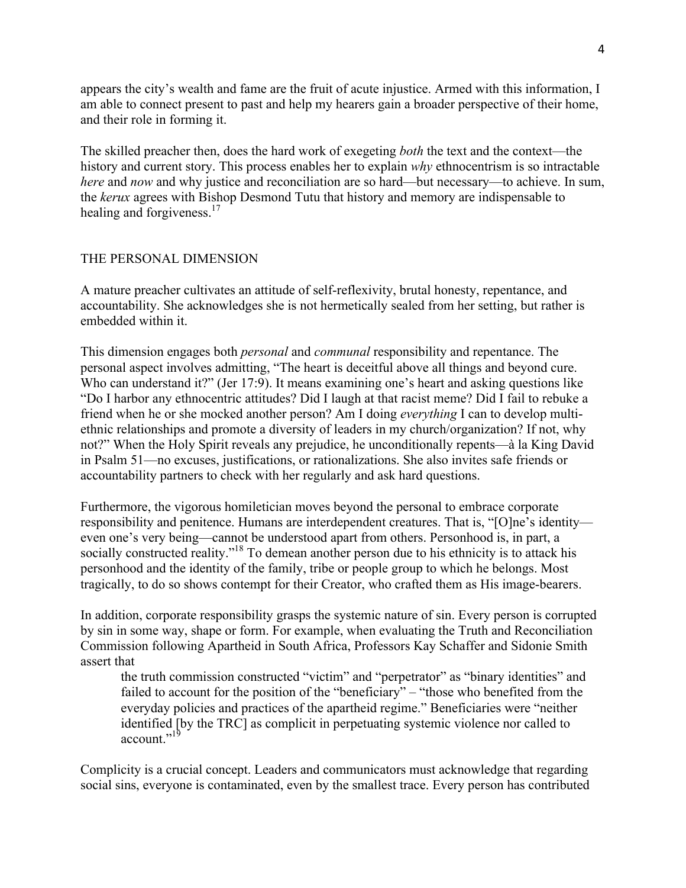appears the city's wealth and fame are the fruit of acute injustice. Armed with this information, I am able to connect present to past and help my hearers gain a broader perspective of their home, and their role in forming it.

The skilled preacher then, does the hard work of exegeting *both* the text and the context—the history and current story. This process enables her to explain *why* ethnocentrism is so intractable *here* and *now* and why justice and reconciliation are so hard—but necessary—to achieve. In sum, the *kerux* agrees with Bishop Desmond Tutu that history and memory are indispensable to healing and forgiveness.[17]

## THE PERSONAL DIMENSION

A mature preacher cultivates an attitude of self-reflexivity, brutal honesty, repentance, and accountability. She acknowledges she is not hermetically sealed from her setting, but rather is embedded within it.

This dimension engages both *personal* and *communal* responsibility and repentance. The personal aspect involves admitting, "The heart is deceitful above all things and beyond cure. Who can understand it?" (Jer 17:9). It means examining one's heart and asking questions like "Do I harbor any ethnocentric attitudes? Did I laugh at that racist meme? Did I fail to rebuke a friend when he or she mocked another person? Am I doing *everything* I can to develop multi-ethnic relationships and promote a diversity of leaders in my church/organization? If not, why not?" When the Holy Spirit reveals any prejudice, he unconditionally repents—à la King David in Psalm 51—no excuses, justifications, or rationalizations. She also invites safe friends or accountability partners to check with her regularly and ask hard questions.

Furthermore, the vigorous homiletician moves beyond the personal to embrace corporate responsibility and penitence. Humans are interdependent creatures. That is, "[O]ne's identity—even one's very being—cannot be understood apart from others. Personhood is, in part, a socially constructed reality."[18] To demean another person due to his ethnicity is to attack his personhood and the identity of the family, tribe or people group to which he belongs. Most tragically, to do so shows contempt for their Creator, who crafted them as His image-bearers.

In addition, corporate responsibility grasps the systemic nature of sin. Every person is corrupted by sin in some way, shape or form. For example, when evaluating the Truth and Reconciliation Commission following Apartheid in South Africa, Professors Kay Schaffer and Sidonie Smith assert that

> the truth commission constructed "victim" and "perpetrator" as "binary identities" and failed to account for the position of the "beneficiary" – "those who benefited from the everyday policies and practices of the apartheid regime." Beneficiaries were "neither identified [by the TRC] as complicit in perpetuating systemic violence nor called to account."[19]

Complicity is a crucial concept. Leaders and communicators must acknowledge that regarding social sins, everyone is contaminated, even by the smallest trace. Every person has contributed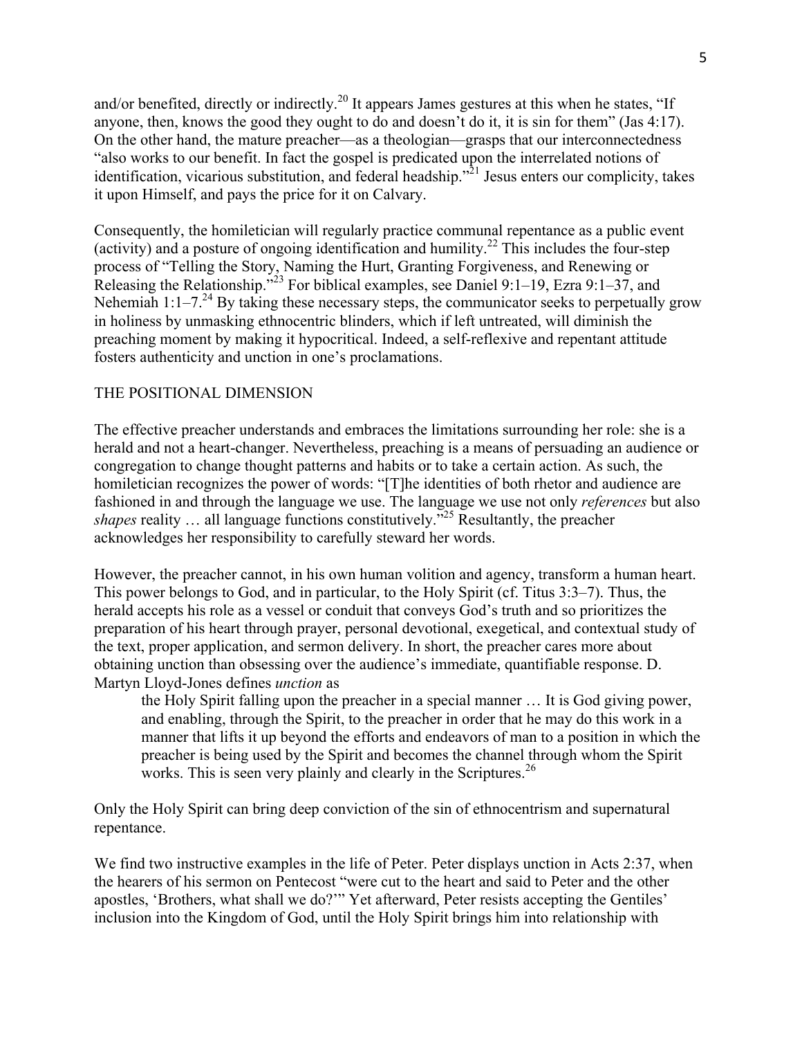and/or benefited, directly or indirectly.[20] It appears James gestures at this when he states, "If anyone, then, knows the good they ought to do and doesn't do it, it is sin for them" (Jas 4:17). On the other hand, the mature preacher—as a theologian—grasps that our interconnectedness "also works to our benefit. In fact the gospel is predicated upon the interrelated notions of identification, vicarious substitution, and federal headship."[21] Jesus enters our complicity, takes it upon Himself, and pays the price for it on Calvary.

Consequently, the homiletician will regularly practice communal repentance as a public event (activity) and a posture of ongoing identification and humility.[22] This includes the four-step process of "Telling the Story, Naming the Hurt, Granting Forgiveness, and Renewing or Releasing the Relationship."[23] For biblical examples, see Daniel 9:1–19, Ezra 9:1–37, and Nehemiah 1:1–7.[24] By taking these necessary steps, the communicator seeks to perpetually grow in holiness by unmasking ethnocentric blinders, which if left untreated, will diminish the preaching moment by making it hypocritical. Indeed, a self-reflexive and repentant attitude fosters authenticity and unction in one's proclamations.

## THE POSITIONAL DIMENSION

The effective preacher understands and embraces the limitations surrounding her role: she is a herald and not a heart-changer. Nevertheless, preaching is a means of persuading an audience or congregation to change thought patterns and habits or to take a certain action. As such, the homiletician recognizes the power of words: "[T]he identities of both rhetor and audience are fashioned in and through the language we use. The language we use not only *references* but also *shapes* reality … all language functions constitutively."[25] Resultantly, the preacher acknowledges her responsibility to carefully steward her words.

However, the preacher cannot, in his own human volition and agency, transform a human heart. This power belongs to God, and in particular, to the Holy Spirit (cf. Titus 3:3–7). Thus, the herald accepts his role as a vessel or conduit that conveys God's truth and so prioritizes the preparation of his heart through prayer, personal devotional, exegetical, and contextual study of the text, proper application, and sermon delivery. In short, the preacher cares more about obtaining unction than obsessing over the audience's immediate, quantifiable response. D. Martyn Lloyd-Jones defines *unction* as

> the Holy Spirit falling upon the preacher in a special manner … It is God giving power, and enabling, through the Spirit, to the preacher in order that he may do this work in a manner that lifts it up beyond the efforts and endeavors of man to a position in which the preacher is being used by the Spirit and becomes the channel through whom the Spirit works. This is seen very plainly and clearly in the Scriptures.[26]

Only the Holy Spirit can bring deep conviction of the sin of ethnocentrism and supernatural repentance.

We find two instructive examples in the life of Peter. Peter displays unction in Acts 2:37, when the hearers of his sermon on Pentecost "were cut to the heart and said to Peter and the other apostles, 'Brothers, what shall we do?'" Yet afterward, Peter resists accepting the Gentiles' inclusion into the Kingdom of God, until the Holy Spirit brings him into relationship with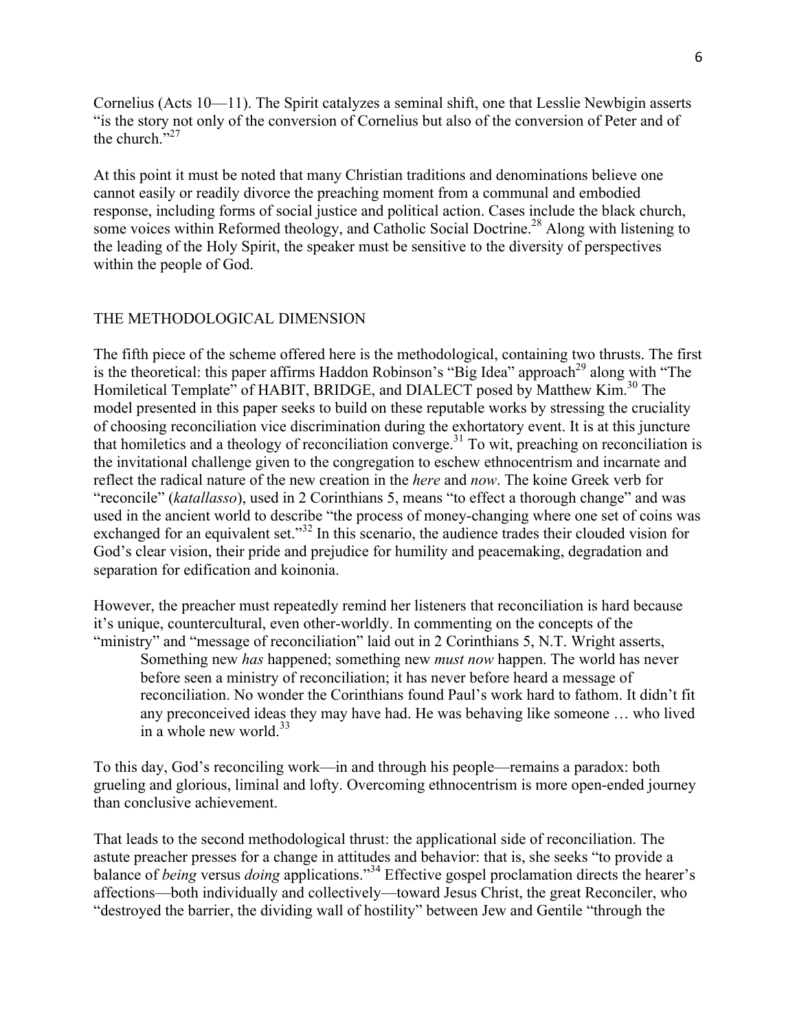Cornelius (Acts 10—11). The Spirit catalyzes a seminal shift, one that Lesslie Newbigin asserts "is the story not only of the conversion of Cornelius but also of the conversion of Peter and of the church."[27]

At this point it must be noted that many Christian traditions and denominations believe one cannot easily or readily divorce the preaching moment from a communal and embodied response, including forms of social justice and political action. Cases include the black church, some voices within Reformed theology, and Catholic Social Doctrine.[28] Along with listening to the leading of the Holy Spirit, the speaker must be sensitive to the diversity of perspectives within the people of God.

## THE METHODOLOGICAL DIMENSION

The fifth piece of the scheme offered here is the methodological, containing two thrusts. The first is the theoretical: this paper affirms Haddon Robinson's "Big Idea" approach[29] along with "The Homiletical Template" of HABIT, BRIDGE, and DIALECT posed by Matthew Kim.[30] The model presented in this paper seeks to build on these reputable works by stressing the cruciality of choosing reconciliation vice discrimination during the exhortatory event. It is at this juncture that homiletics and a theology of reconciliation converge.[31] To wit, preaching on reconciliation is the invitational challenge given to the congregation to eschew ethnocentrism and incarnate and reflect the radical nature of the new creation in the *here* and *now*. The koine Greek verb for "reconcile" (*katallasso*), used in 2 Corinthians 5, means "to effect a thorough change" and was used in the ancient world to describe "the process of money-changing where one set of coins was exchanged for an equivalent set."[32] In this scenario, the audience trades their clouded vision for God's clear vision, their pride and prejudice for humility and peacemaking, degradation and separation for edification and koinonia.

However, the preacher must repeatedly remind her listeners that reconciliation is hard because it's unique, countercultural, even other-worldly. In commenting on the concepts of the "ministry" and "message of reconciliation" laid out in 2 Corinthians 5, N.T. Wright asserts,

> Something new *has* happened; something new *must now* happen. The world has never before seen a ministry of reconciliation; it has never before heard a message of reconciliation. No wonder the Corinthians found Paul's work hard to fathom. It didn't fit any preconceived ideas they may have had. He was behaving like someone … who lived in a whole new world.[33]

To this day, God's reconciling work—in and through his people—remains a paradox: both grueling and glorious, liminal and lofty. Overcoming ethnocentrism is more open-ended journey than conclusive achievement.

That leads to the second methodological thrust: the applicational side of reconciliation. The astute preacher presses for a change in attitudes and behavior: that is, she seeks "to provide a balance of *being* versus *doing* applications."[34] Effective gospel proclamation directs the hearer's affections—both individually and collectively—toward Jesus Christ, the great Reconciler, who "destroyed the barrier, the dividing wall of hostility" between Jew and Gentile "through the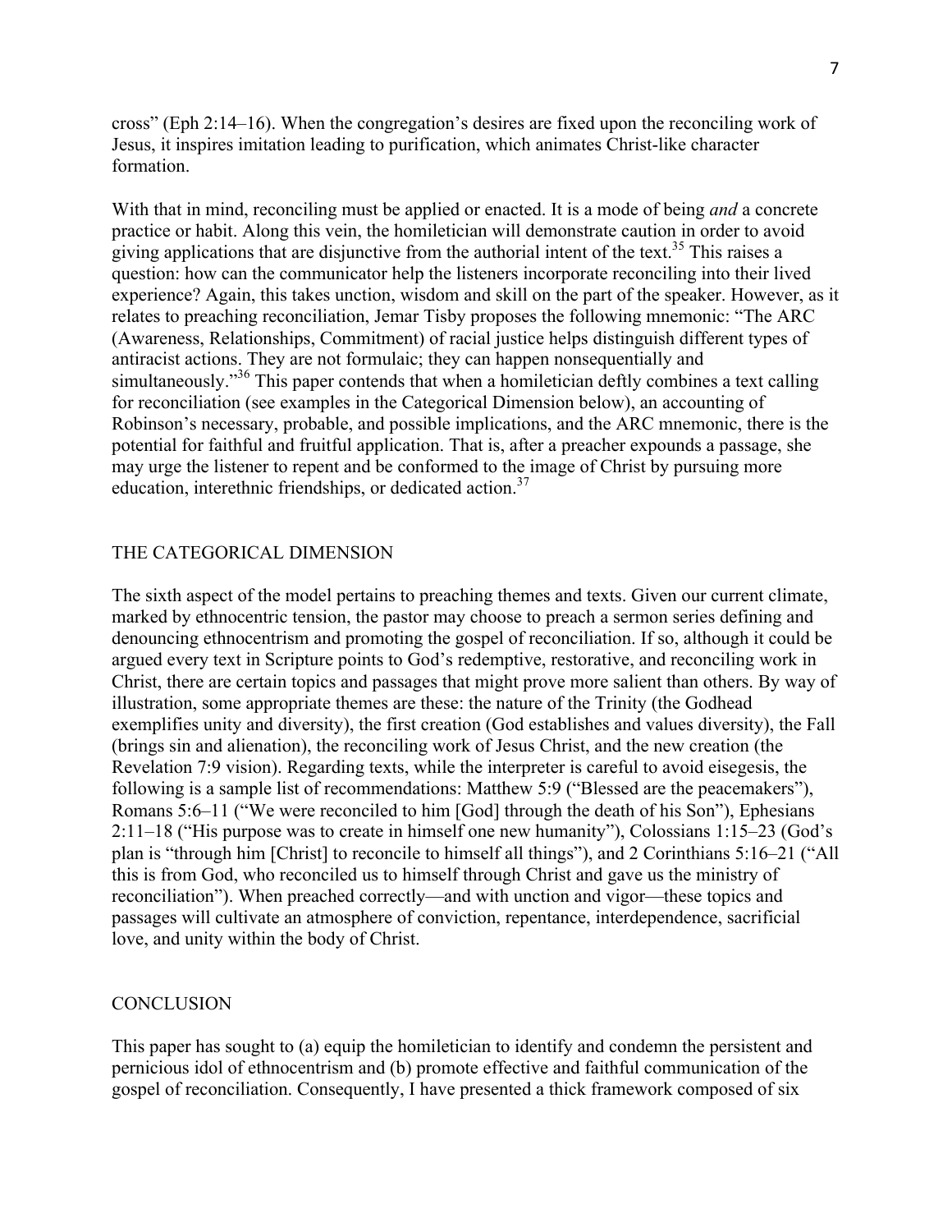cross" (Eph 2:14–16). When the congregation's desires are fixed upon the reconciling work of Jesus, it inspires imitation leading to purification, which animates Christ-like character formation.

With that in mind, reconciling must be applied or enacted. It is a mode of being *and* a concrete practice or habit. Along this vein, the homiletician will demonstrate caution in order to avoid giving applications that are disjunctive from the authorial intent of the text.[35] This raises a question: how can the communicator help the listeners incorporate reconciling into their lived experience? Again, this takes unction, wisdom and skill on the part of the speaker. However, as it relates to preaching reconciliation, Jemar Tisby proposes the following mnemonic: "The ARC (Awareness, Relationships, Commitment) of racial justice helps distinguish different types of antiracist actions. They are not formulaic; they can happen nonsequentially and simultaneously."[36] This paper contends that when a homiletician deftly combines a text calling for reconciliation (see examples in the Categorical Dimension below), an accounting of Robinson's necessary, probable, and possible implications, and the ARC mnemonic, there is the potential for faithful and fruitful application. That is, after a preacher expounds a passage, she may urge the listener to repent and be conformed to the image of Christ by pursuing more education, interethnic friendships, or dedicated action.[37]

## THE CATEGORICAL DIMENSION

The sixth aspect of the model pertains to preaching themes and texts. Given our current climate, marked by ethnocentric tension, the pastor may choose to preach a sermon series defining and denouncing ethnocentrism and promoting the gospel of reconciliation. If so, although it could be argued every text in Scripture points to God's redemptive, restorative, and reconciling work in Christ, there are certain topics and passages that might prove more salient than others. By way of illustration, some appropriate themes are these: the nature of the Trinity (the Godhead exemplifies unity and diversity), the first creation (God establishes and values diversity), the Fall (brings sin and alienation), the reconciling work of Jesus Christ, and the new creation (the Revelation 7:9 vision). Regarding texts, while the interpreter is careful to avoid eisegesis, the following is a sample list of recommendations: Matthew 5:9 ("Blessed are the peacemakers"), Romans 5:6–11 ("We were reconciled to him [God] through the death of his Son"), Ephesians 2:11–18 ("His purpose was to create in himself one new humanity"), Colossians 1:15–23 (God's plan is "through him [Christ] to reconcile to himself all things"), and 2 Corinthians 5:16–21 ("All this is from God, who reconciled us to himself through Christ and gave us the ministry of reconciliation"). When preached correctly—and with unction and vigor—these topics and passages will cultivate an atmosphere of conviction, repentance, interdependence, sacrificial love, and unity within the body of Christ.

## CONCLUSION

This paper has sought to (a) equip the homiletician to identify and condemn the persistent and pernicious idol of ethnocentrism and (b) promote effective and faithful communication of the gospel of reconciliation. Consequently, I have presented a thick framework composed of six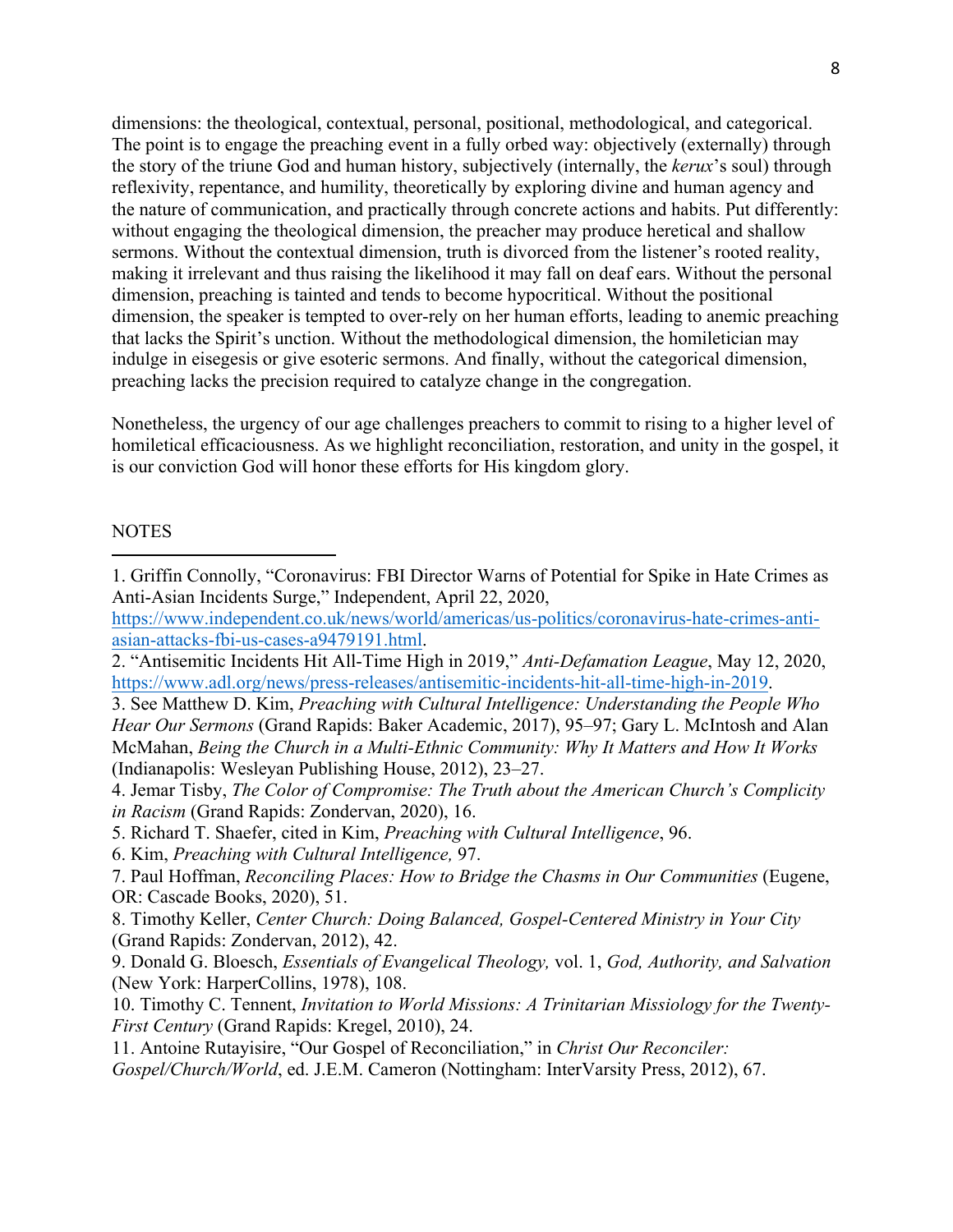dimensions: the theological, contextual, personal, positional, methodological, and categorical. The point is to engage the preaching event in a fully orbed way: objectively (externally) through the story of the triune God and human history, subjectively (internally, the *kerux*'s soul) through reflexivity, repentance, and humility, theoretically by exploring divine and human agency and the nature of communication, and practically through concrete actions and habits. Put differently: without engaging the theological dimension, the preacher may produce heretical and shallow sermons. Without the contextual dimension, truth is divorced from the listener's rooted reality, making it irrelevant and thus raising the likelihood it may fall on deaf ears. Without the personal dimension, preaching is tainted and tends to become hypocritical. Without the positional dimension, the speaker is tempted to over-rely on her human efforts, leading to anemic preaching that lacks the Spirit's unction. Without the methodological dimension, the homiletician may indulge in eisegesis or give esoteric sermons. And finally, without the categorical dimension, preaching lacks the precision required to catalyze change in the congregation.

Nonetheless, the urgency of our age challenges preachers to commit to rising to a higher level of homiletical efficaciousness. As we highlight reconciliation, restoration, and unity in the gospel, it is our conviction God will honor these efforts for His kingdom glory.

NOTES

1. Griffin Connolly, "Coronavirus: FBI Director Warns of Potential for Spike in Hate Crimes as Anti-Asian Incidents Surge," Independent, April 22, 2020, https://www.independent.co.uk/news/world/americas/us-politics/coronavirus-hate-crimes-anti-asian-attacks-fbi-us-cases-a9479191.html.
2. "Antisemitic Incidents Hit All-Time High in 2019," *Anti-Defamation League*, May 12, 2020, https://www.adl.org/news/press-releases/antisemitic-incidents-hit-all-time-high-in-2019.
3. See Matthew D. Kim, *Preaching with Cultural Intelligence: Understanding the People Who Hear Our Sermons* (Grand Rapids: Baker Academic, 2017), 95–97; Gary L. McIntosh and Alan McMahan, *Being the Church in a Multi-Ethnic Community: Why It Matters and How It Works* (Indianapolis: Wesleyan Publishing House, 2012), 23–27.
4. Jemar Tisby, *The Color of Compromise: The Truth about the American Church's Complicity in Racism* (Grand Rapids: Zondervan, 2020), 16.
5. Richard T. Shaefer, cited in Kim, *Preaching with Cultural Intelligence*, 96.
6. Kim, *Preaching with Cultural Intelligence,* 97.
7. Paul Hoffman, *Reconciling Places: How to Bridge the Chasms in Our Communities* (Eugene, OR: Cascade Books, 2020), 51.
8. Timothy Keller, *Center Church: Doing Balanced, Gospel-Centered Ministry in Your City* (Grand Rapids: Zondervan, 2012), 42.
9. Donald G. Bloesch, *Essentials of Evangelical Theology,* vol. 1, *God, Authority, and Salvation* (New York: HarperCollins, 1978), 108.
10. Timothy C. Tennent, *Invitation to World Missions: A Trinitarian Missiology for the Twenty-First Century* (Grand Rapids: Kregel, 2010), 24.
11. Antoine Rutayisire, "Our Gospel of Reconciliation," in *Christ Our Reconciler: Gospel/Church/World*, ed. J.E.M. Cameron (Nottingham: InterVarsity Press, 2012), 67.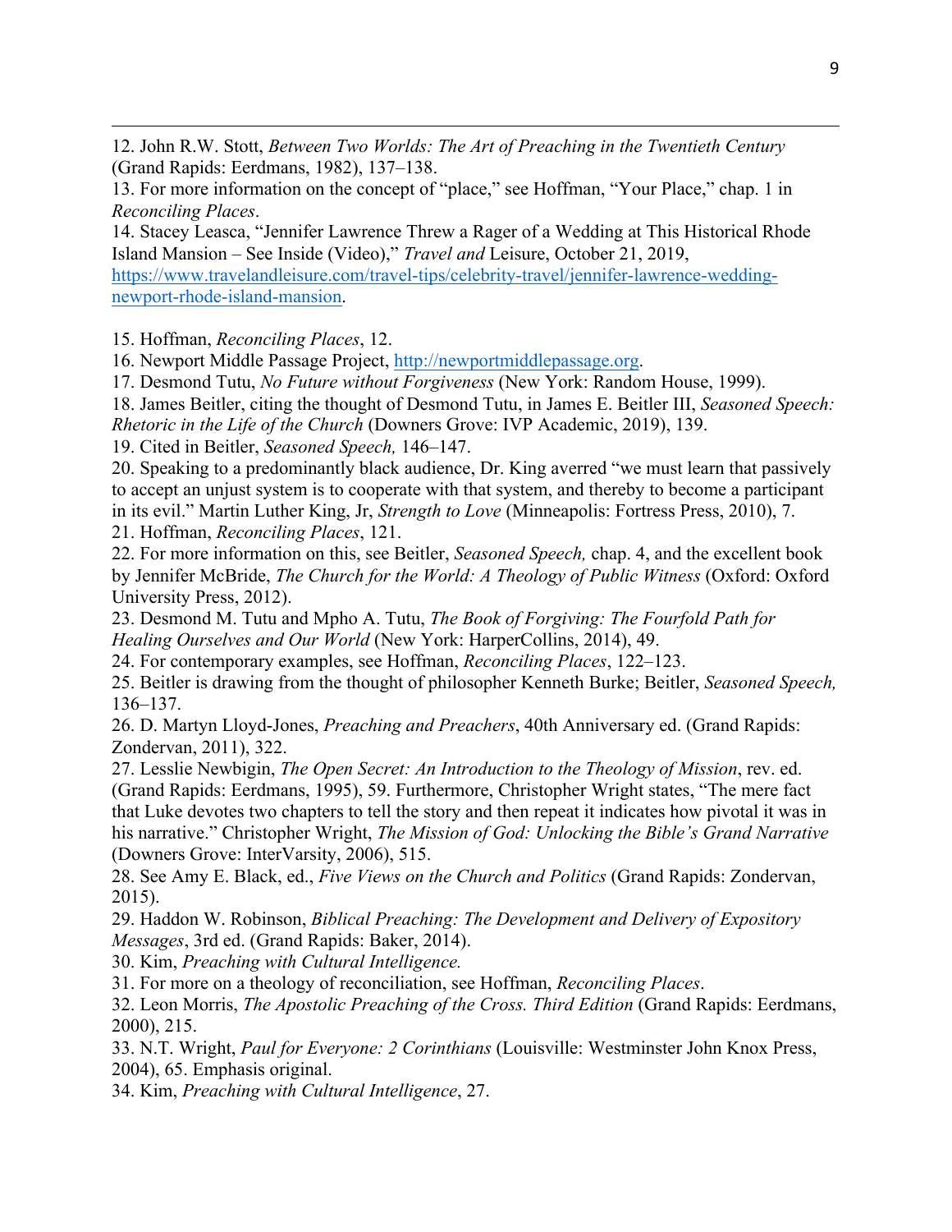12. John R.W. Stott, *Between Two Worlds: The Art of Preaching in the Twentieth Century* (Grand Rapids: Eerdmans, 1982), 137–138.
13. For more information on the concept of "place," see Hoffman, "Your Place," chap. 1 in *Reconciling Places*.
14. Stacey Leasca, "Jennifer Lawrence Threw a Rager of a Wedding at This Historical Rhode Island Mansion – See Inside (Video)," *Travel and* Leisure, October 21, 2019, https://www.travelandleisure.com/travel-tips/celebrity-travel/jennifer-lawrence-wedding-newport-rhode-island-mansion.

15. Hoffman, *Reconciling Places*, 12.
16. Newport Middle Passage Project, http://newportmiddlepassage.org.
17. Desmond Tutu, *No Future without Forgiveness* (New York: Random House, 1999).
18. James Beitler, citing the thought of Desmond Tutu, in James E. Beitler III, *Seasoned Speech: Rhetoric in the Life of the Church* (Downers Grove: IVP Academic, 2019), 139.
19. Cited in Beitler, *Seasoned Speech,* 146–147.
20. Speaking to a predominantly black audience, Dr. King averred "we must learn that passively to accept an unjust system is to cooperate with that system, and thereby to become a participant in its evil." Martin Luther King, Jr, *Strength to Love* (Minneapolis: Fortress Press, 2010), 7.
21. Hoffman, *Reconciling Places*, 121.
22. For more information on this, see Beitler, *Seasoned Speech,* chap. 4, and the excellent book by Jennifer McBride, *The Church for the World: A Theology of Public Witness* (Oxford: Oxford University Press, 2012).
23. Desmond M. Tutu and Mpho A. Tutu, *The Book of Forgiving: The Fourfold Path for Healing Ourselves and Our World* (New York: HarperCollins, 2014), 49.
24. For contemporary examples, see Hoffman, *Reconciling Places*, 122–123.
25. Beitler is drawing from the thought of philosopher Kenneth Burke; Beitler, *Seasoned Speech,* 136–137.
26. D. Martyn Lloyd-Jones, *Preaching and Preachers*, 40th Anniversary ed. (Grand Rapids: Zondervan, 2011), 322.
27. Lesslie Newbigin, *The Open Secret: An Introduction to the Theology of Mission*, rev. ed. (Grand Rapids: Eerdmans, 1995), 59. Furthermore, Christopher Wright states, "The mere fact that Luke devotes two chapters to tell the story and then repeat it indicates how pivotal it was in his narrative." Christopher Wright, *The Mission of God: Unlocking the Bible's Grand Narrative* (Downers Grove: InterVarsity, 2006), 515.
28. See Amy E. Black, ed., *Five Views on the Church and Politics* (Grand Rapids: Zondervan, 2015).
29. Haddon W. Robinson, *Biblical Preaching: The Development and Delivery of Expository Messages*, 3rd ed. (Grand Rapids: Baker, 2014).
30. Kim, *Preaching with Cultural Intelligence.*
31. For more on a theology of reconciliation, see Hoffman, *Reconciling Places*.
32. Leon Morris, *The Apostolic Preaching of the Cross. Third Edition* (Grand Rapids: Eerdmans, 2000), 215.
33. N.T. Wright, *Paul for Everyone: 2 Corinthians* (Louisville: Westminster John Knox Press, 2004), 65. Emphasis original.
34. Kim, *Preaching with Cultural Intelligence*, 27.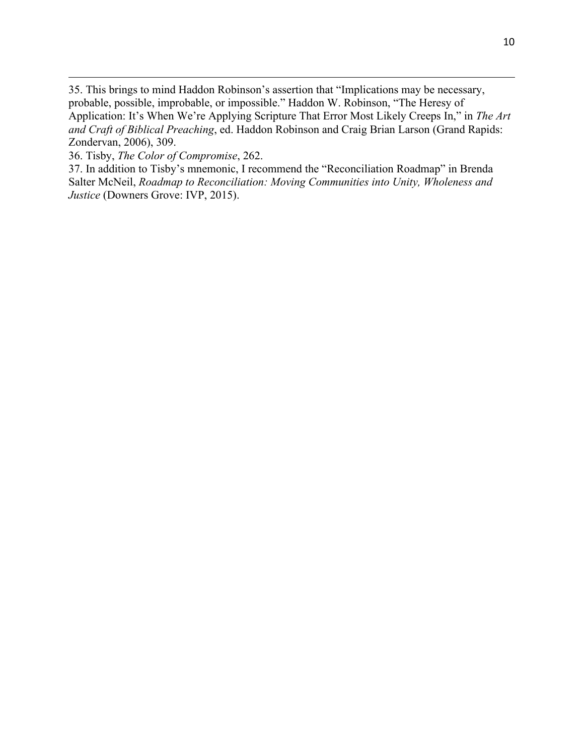35. This brings to mind Haddon Robinson's assertion that "Implications may be necessary, probable, possible, improbable, or impossible." Haddon W. Robinson, "The Heresy of Application: It's When We're Applying Scripture That Error Most Likely Creeps In," in *The Art and Craft of Biblical Preaching*, ed. Haddon Robinson and Craig Brian Larson (Grand Rapids: Zondervan, 2006), 309.

36. Tisby, *The Color of Compromise*, 262.

37. In addition to Tisby's mnemonic, I recommend the "Reconciliation Roadmap" in Brenda Salter McNeil, *Roadmap to Reconciliation: Moving Communities into Unity, Wholeness and Justice* (Downers Grove: IVP, 2015).